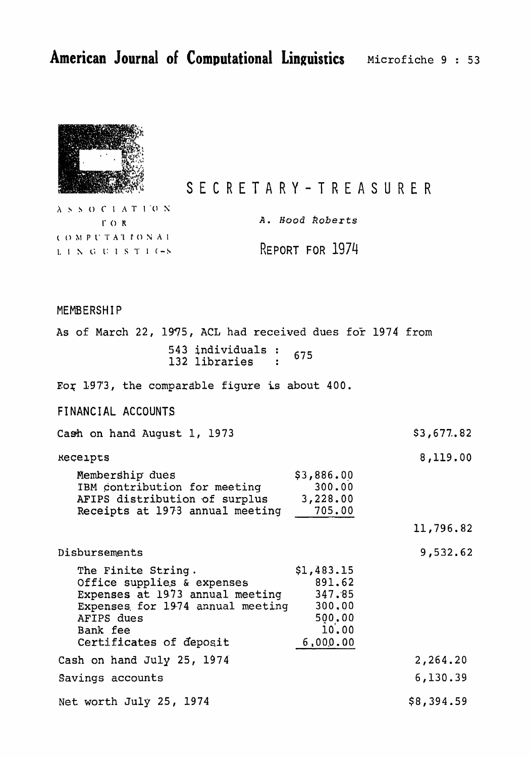# American Journal of Computational Linguistics

ASSOCIATION FOR COMPUTATIONAL LINGUISTICS

## SECRETARY-TREASURER

*A. Hood Roberts*

## REPORT FOR 1974

### MEMBERSHIP

As of March 22, 1975, ACL had received dues for 1974 from

543 individuals : 675
132 libraries :

For 1973, the comparable figure is about 400.

### FINANCIAL ACCOUNTS

| | | |
|---|---|---|
| Cash on hand August 1, 1973 | | $3,677.82 |
| Receipts | | 8,119.00 |
| Membership dues | $3,886.00 | |
| IBM contribution for meeting | 300.00 | |
| AFIPS distribution of surplus | 3,228.00 | |
| Receipts at 1973 annual meeting | 705.00 | |
| | | 11,796.82 |
| Disbursements | | 9,532.62 |
| The Finite String. | $1,483.15 | |
| Office supplies & expenses | 891.62 | |
| Expenses at 1973 annual meeting | 347.85 | |
| Expenses for 1974 annual meeting | 300.00 | |
| AFIPS dues | 500.00 | |
| Bank fee | 10.00 | |
| Certificates of deposit | 6,000.00 | |
| Cash on hand July 25, 1974 | | 2,264.20 |
| Savings accounts | | 6,130.39 |
| Net worth July 25, 1974 | | $8,394.59 |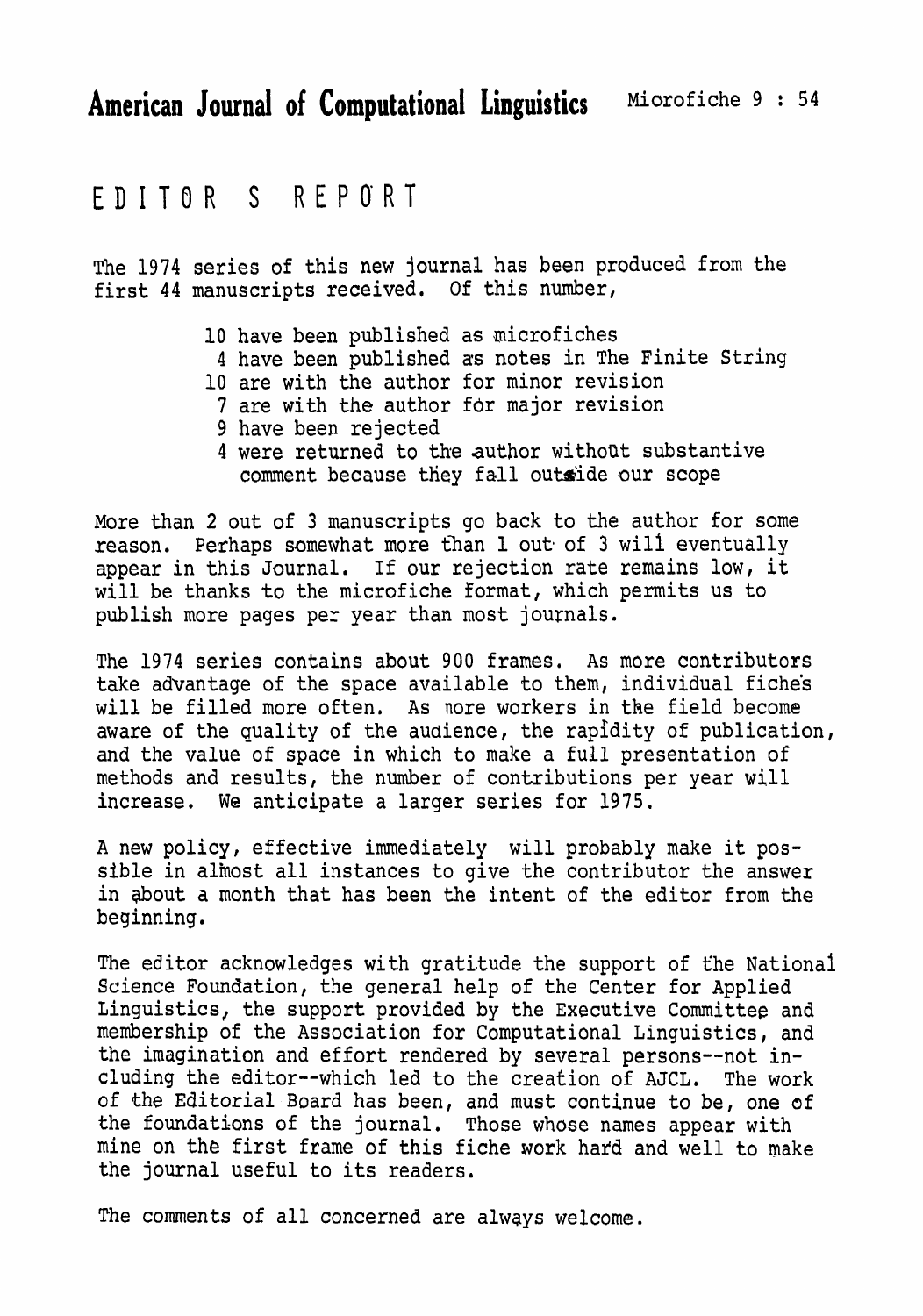# EDITOR S REPORT

The 1974 series of this new journal has been produced from the first 44 manuscripts received. Of this number,

- 10 have been published as microfiches
- 4 have been published as notes in The Finite String
- 10 are with the author for minor revision
- 7 are with the author for major revision
- 9 have been rejected
- 4 were returned to the author without substantive comment because they fall outside our scope

More than 2 out of 3 manuscripts go back to the author for some reason. Perhaps somewhat more than 1 out of 3 will eventually appear in this Journal. If our rejection rate remains low, it will be thanks to the microfiche format, which permits us to publish more pages per year than most journals.

The 1974 series contains about 900 frames. As more contributors take advantage of the space available to them, individual fiches will be filled more often. As more workers in the field become aware of the quality of the audience, the rapidity of publication, and the value of space in which to make a full presentation of methods and results, the number of contributions per year will increase. We anticipate a larger series for 1975.

A new policy, effective immediately will probably make it possible in almost all instances to give the contributor the answer in about a month that has been the intent of the editor from the beginning.

The editor acknowledges with gratitude the support of the National Science Foundation, the general help of the Center for Applied Linguistics, the support provided by the Executive Committee and membership of the Association for Computational Linguistics, and the imagination and effort rendered by several persons--not including the editor--which led to the creation of AJCL. The work of the Editorial Board has been, and must continue to be, one of the foundations of the journal. Those whose names appear with mine on the first frame of this fiche work hard and well to make the journal useful to its readers.

The comments of all concerned are always welcome.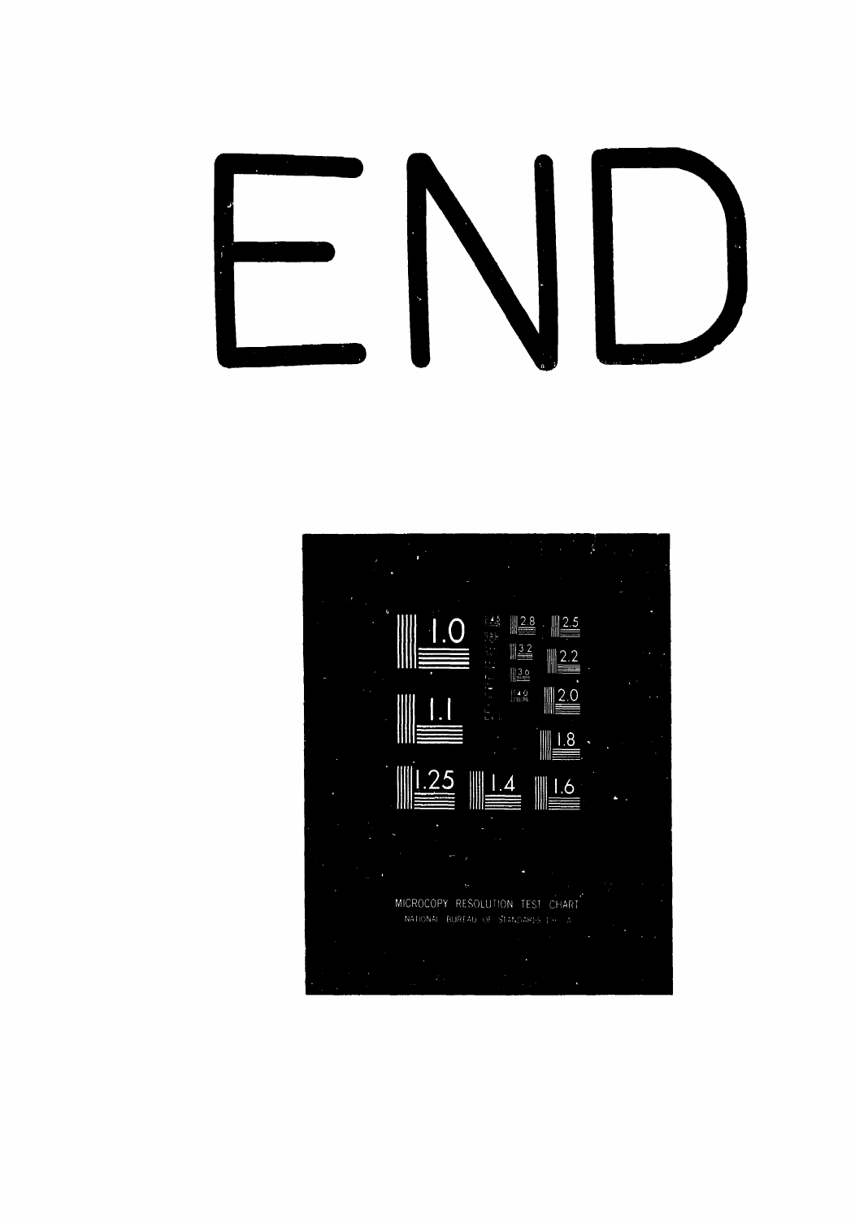# END

MICROCOPY RESOLUTION TEST CHART

NATIONAL BUREAU OF STANDARDS 1963 A